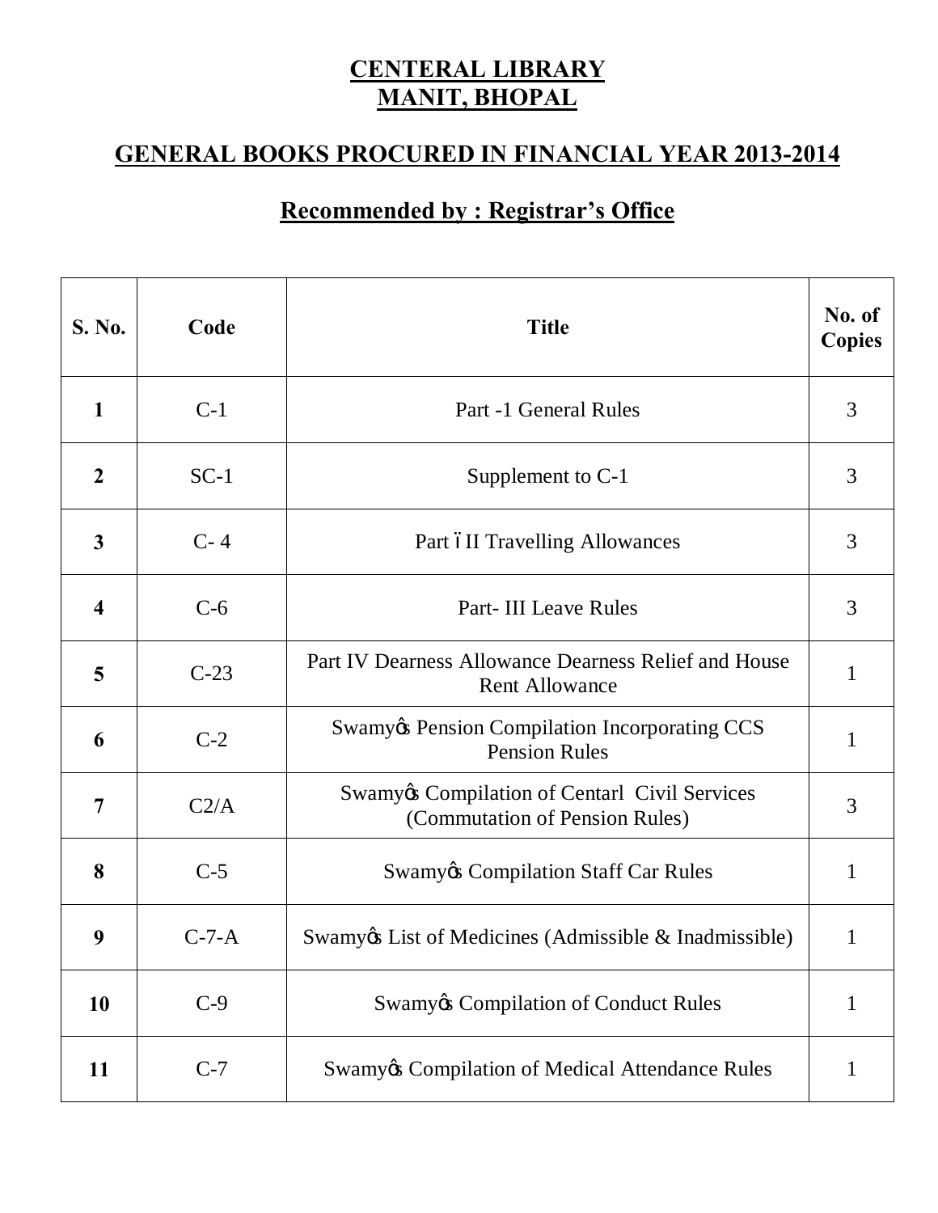# CENTERAL LIBRARY
# MANIT, BHOPAL

## GENERAL BOOKS PROCURED IN FINANCIAL YEAR 2013-2014

### Recommended by : Registrar's Office

| S. No. | Code | Title | No. of Copies |
|---|---|---|---|
| **1** | C-1 | Part -1 General Rules | 3 |
| **2** | SC-1 | Supplement to C-1 | 3 |
| **3** | C- 4 | Part – II Travelling Allowances | 3 |
| **4** | C-6 | Part- III Leave Rules | 3 |
| **5** | C-23 | Part IV Dearness Allowance Dearness Relief and House Rent Allowance | 1 |
| **6** | C-2 | Swamy's Pension Compilation Incorporating CCS Pension Rules | 1 |
| **7** | C2/A | Swamy's Compilation of Centarl Civil Services (Commutation of Pension Rules) | 3 |
| **8** | C-5 | Swamy's Compilation Staff Car Rules | 1 |
| **9** | C-7-A | Swamy's List of Medicines (Admissible & Inadmissible) | 1 |
| **10** | C-9 | Swamy's Compilation of Conduct Rules | 1 |
| **11** | C-7 | Swamy's Compilation of Medical Attendance Rules | 1 |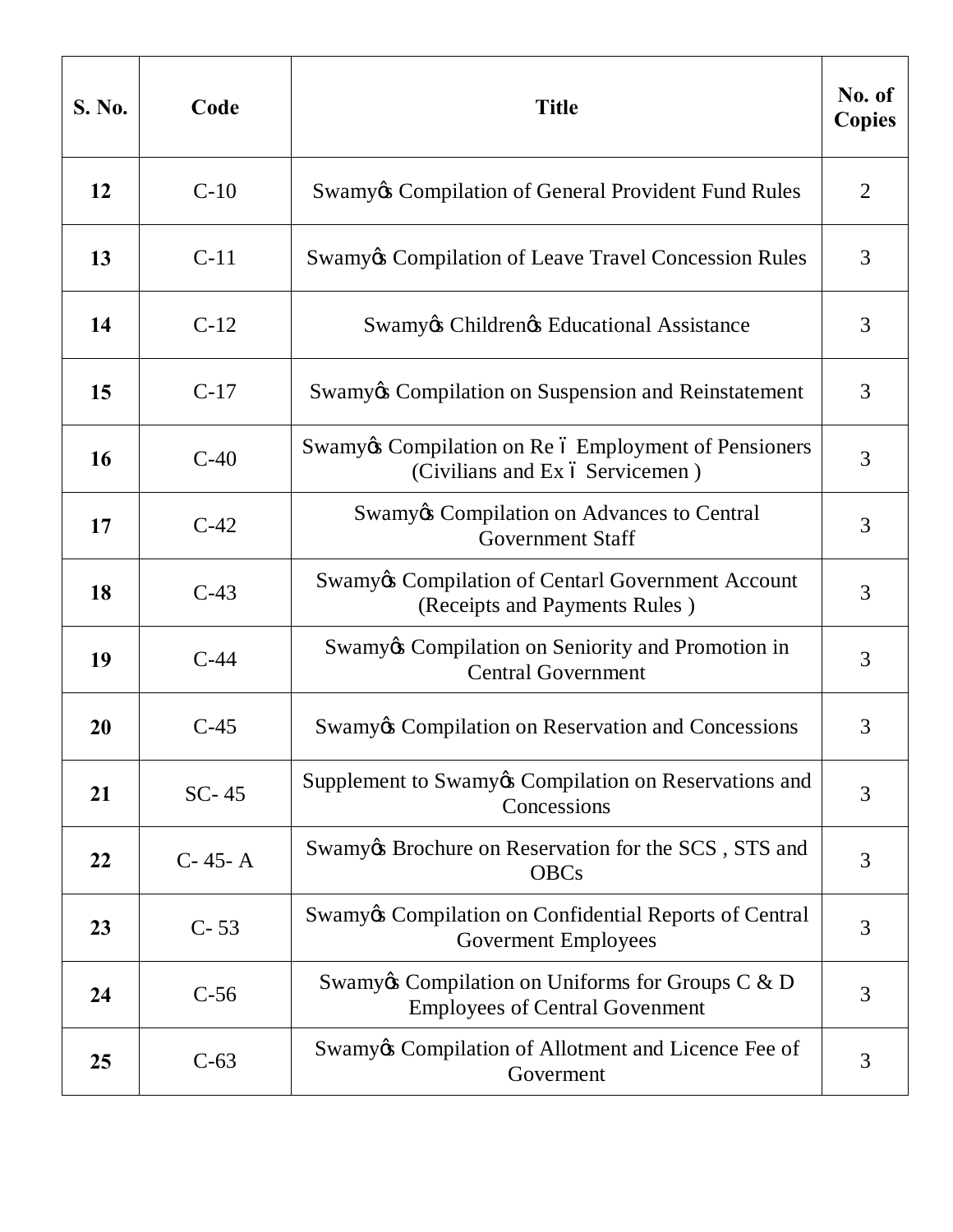| S. No. | Code | Title | No. of Copies |
|---|---|---|---|
| 12 | C-10 | Swamyǿs Compilation of General Provident Fund Rules | 2 |
| 13 | C-11 | Swamyǿs Compilation of Leave Travel Concession Rules | 3 |
| 14 | C-12 | Swamyǿs Childrenǿs Educational Assistance | 3 |
| 15 | C-17 | Swamyǿs Compilation on Suspension and Reinstatement | 3 |
| 16 | C-40 | Swamyǿs Compilation on Re ó Employment of Pensioners (Civilians and Ex ó Servicemen ) | 3 |
| 17 | C-42 | Swamyǿs Compilation on Advances to Central Government Staff | 3 |
| 18 | C-43 | Swamyǿs Compilation of Centarl Government Account (Receipts and Payments Rules ) | 3 |
| 19 | C-44 | Swamyǿs Compilation on Seniority and Promotion in Central Government | 3 |
| 20 | C-45 | Swamyǿs Compilation on Reservation and Concessions | 3 |
| 21 | SC- 45 | Supplement to Swamyǿs Compilation on Reservations and Concessions | 3 |
| 22 | C- 45- A | Swamyǿs Brochure on Reservation for the SCS , STS and OBCs | 3 |
| 23 | C- 53 | Swamyǿs Compilation on Confidential Reports of Central Goverment Employees | 3 |
| 24 | C-56 | Swamyǿs Compilation on Uniforms for Groups C & D Employees of Central Govenment | 3 |
| 25 | C-63 | Swamyǿs Compilation of Allotment and Licence Fee of Goverment | 3 |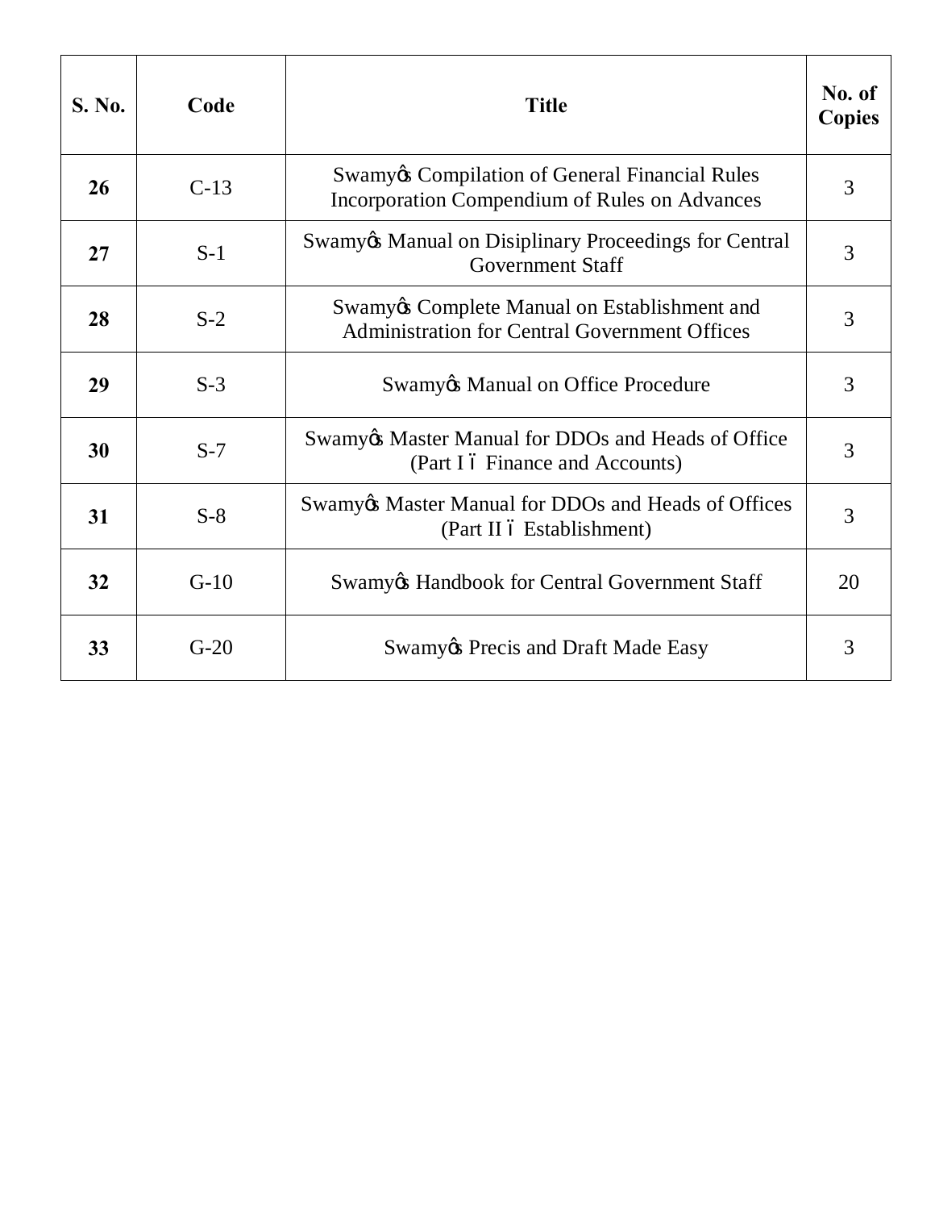| S. No. | Code | Title | No. of Copies |
|---|---|---|---|
| 26 | C-13 | Swamyǿs Compilation of General Financial Rules Incorporation Compendium of Rules on Advances | 3 |
| 27 | S-1 | Swamyǿs Manual on Disiplinary Proceedings for Central Government Staff | 3 |
| 28 | S-2 | Swamyǿs Complete Manual on Establishment and Administration for Central Government Offices | 3 |
| 29 | S-3 | Swamyǿs Manual on Office Procedure | 3 |
| 30 | S-7 | Swamyǿs Master Manual for DDOs and Heads of Office (Part I ó Finance and Accounts) | 3 |
| 31 | S-8 | Swamyǿs Master Manual for DDOs and Heads of Offices (Part II ó Establishment) | 3 |
| 32 | G-10 | Swamyǿs Handbook for Central Government Staff | 20 |
| 33 | G-20 | Swamyǿs Precis and Draft Made Easy | 3 |